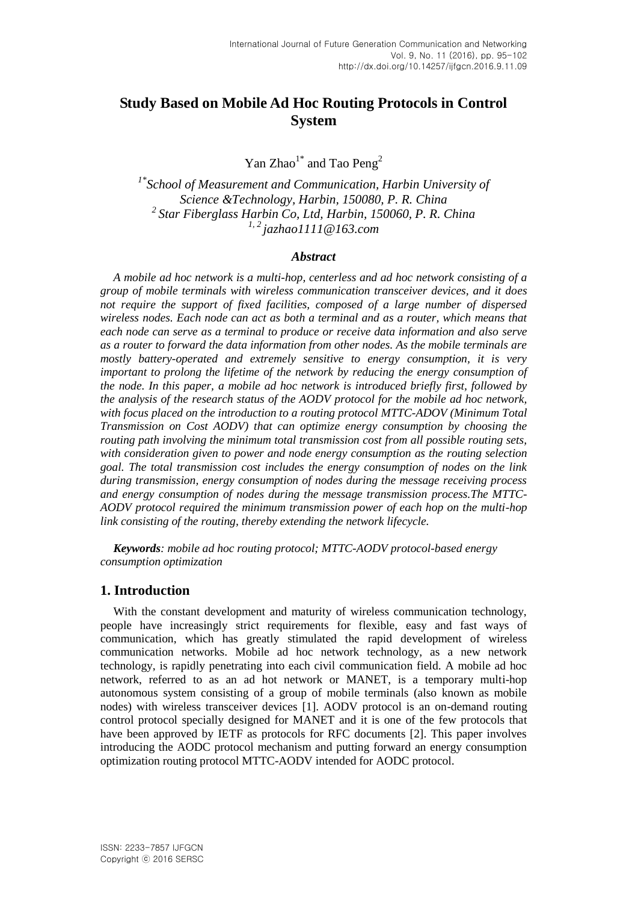# Study Based on Mobile Ad Hoc Routing Protocols in Control System

Yan Zhao[1*] and Tao Peng[2]

*[1*]School of Measurement and Communication, Harbin University of Science &Technology, Harbin, 150080, P. R. China*
*[2] Star Fiberglass Harbin Co, Ltd, Harbin, 150060, P. R. China*
*[1, 2] jazhao1111@163.com*

### *Abstract*

*A mobile ad hoc network is a multi-hop, centerless and ad hoc network consisting of a group of mobile terminals with wireless communication transceiver devices, and it does not require the support of fixed facilities, composed of a large number of dispersed wireless nodes. Each node can act as both a terminal and as a router, which means that each node can serve as a terminal to produce or receive data information and also serve as a router to forward the data information from other nodes. As the mobile terminals are mostly battery-operated and extremely sensitive to energy consumption, it is very important to prolong the lifetime of the network by reducing the energy consumption of the node. In this paper, a mobile ad hoc network is introduced briefly first, followed by the analysis of the research status of the AODV protocol for the mobile ad hoc network, with focus placed on the introduction to a routing protocol MTTC-ADOV (Minimum Total Transmission on Cost AODV) that can optimize energy consumption by choosing the routing path involving the minimum total transmission cost from all possible routing sets, with consideration given to power and node energy consumption as the routing selection goal. The total transmission cost includes the energy consumption of nodes on the link during transmission, energy consumption of nodes during the message receiving process and energy consumption of nodes during the message transmission process.The MTTC-AODV protocol required the minimum transmission power of each hop on the multi-hop link consisting of the routing, thereby extending the network lifecycle.*

***Keywords****: mobile ad hoc routing protocol; MTTC-AODV protocol-based energy consumption optimization*

## 1. Introduction

With the constant development and maturity of wireless communication technology, people have increasingly strict requirements for flexible, easy and fast ways of communication, which has greatly stimulated the rapid development of wireless communication networks. Mobile ad hoc network technology, as a new network technology, is rapidly penetrating into each civil communication field. A mobile ad hoc network, referred to as an ad hot network or MANET, is a temporary multi-hop autonomous system consisting of a group of mobile terminals (also known as mobile nodes) with wireless transceiver devices [1]. AODV protocol is an on-demand routing control protocol specially designed for MANET and it is one of the few protocols that have been approved by IETF as protocols for RFC documents [2]. This paper involves introducing the AODC protocol mechanism and putting forward an energy consumption optimization routing protocol MTTC-AODV intended for AODC protocol.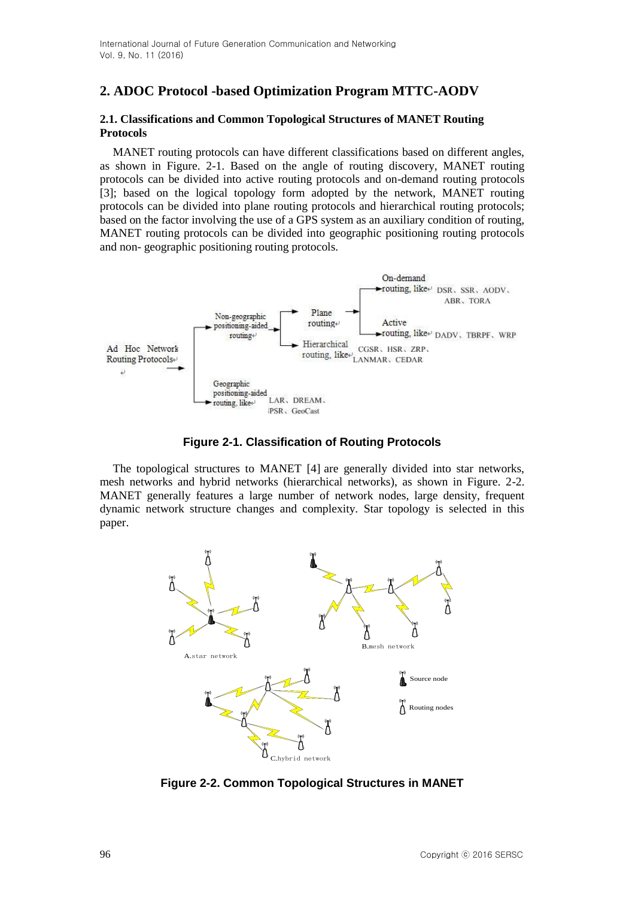## 2. ADOC Protocol -based Optimization Program MTTC-AODV

### 2.1. Classifications and Common Topological Structures of MANET Routing Protocols

MANET routing protocols can have different classifications based on different angles, as shown in Figure. 2-1. Based on the angle of routing discovery, MANET routing protocols can be divided into active routing protocols and on-demand routing protocols [3]; based on the logical topology form adopted by the network, MANET routing protocols can be divided into plane routing protocols and hierarchical routing protocols; based on the factor involving the use of a GPS system as an auxiliary condition of routing, MANET routing protocols can be divided into geographic positioning routing protocols and non- geographic positioning routing protocols.

Ad Hoc Network Routing Protocols

Non-geographic positioning-aided routing

Plane routing

On-demand routing, like DSR、SSR、AODV、ABR、TORA

Active routing, like DADV、TBRPF、WRP

Hierarchical routing, like CGSR、HSR、ZRP、LANMAR、CEDAR

Geographic positioning-aided routing, like LAR、DREAM、PSR、GeoCast

**Figure 2-1. Classification of Routing Protocols**

The topological structures to MANET [4] are generally divided into star networks, mesh networks and hybrid networks (hierarchical networks), as shown in Figure. 2-2. MANET generally features a large number of network nodes, large density, frequent dynamic network structure changes and complexity. Star topology is selected in this paper.

A.star network

B.mesh network

C.hybrid network

Source node

Routing nodes

**Figure 2-2. Common Topological Structures in MANET**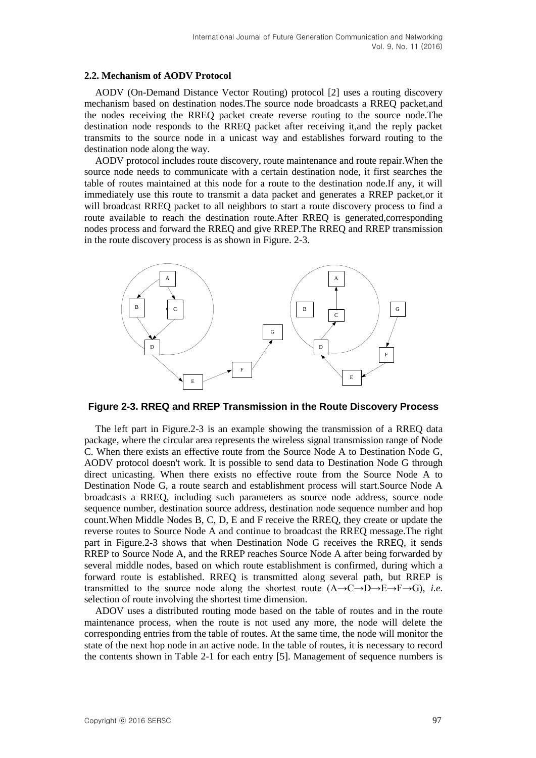### 2.2. Mechanism of AODV Protocol

AODV (On-Demand Distance Vector Routing) protocol [2] uses a routing discovery mechanism based on destination nodes.The source node broadcasts a RREQ packet,and the nodes receiving the RREQ packet create reverse routing to the source node.The destination node responds to the RREQ packet after receiving it,and the reply packet transmits to the source node in a unicast way and establishes forward routing to the destination node along the way.

AODV protocol includes route discovery, route maintenance and route repair.When the source node needs to communicate with a certain destination node, it first searches the table of routes maintained at this node for a route to the destination node.If any, it will immediately use this route to transmit a data packet and generates a RREP packet,or it will broadcast RREQ packet to all neighbors to start a route discovery process to find a route available to reach the destination route.After RREQ is generated,corresponding nodes process and forward the RREQ and give RREP.The RREQ and RREP transmission in the route discovery process is as shown in Figure. 2-3.

A
B
C
D
E
F
G

A
B
C
G
D
F
E

**Figure 2-3. RREQ and RREP Transmission in the Route Discovery Process**

The left part in Figure.2-3 is an example showing the transmission of a RREQ data package, where the circular area represents the wireless signal transmission range of Node C. When there exists an effective route from the Source Node A to Destination Node G, AODV protocol doesn't work. It is possible to send data to Destination Node G through direct unicasting. When there exists no effective route from the Source Node A to Destination Node G, a route search and establishment process will start.Source Node A broadcasts a RREQ, including such parameters as source node address, source node sequence number, destination source address, destination node sequence number and hop count.When Middle Nodes B, C, D, E and F receive the RREQ, they create or update the reverse routes to Source Node A and continue to broadcast the RREQ message.The right part in Figure.2-3 shows that when Destination Node G receives the RREQ, it sends RREP to Source Node A, and the RREP reaches Source Node A after being forwarded by several middle nodes, based on which route establishment is confirmed, during which a forward route is established. RREQ is transmitted along several path, but RREP is transmitted to the source node along the shortest route (A→C→D→E→F→G), *i.e.* selection of route involving the shortest time dimension.

ADOV uses a distributed routing mode based on the table of routes and in the route maintenance process, when the route is not used any more, the node will delete the corresponding entries from the table of routes. At the same time, the node will monitor the state of the next hop node in an active node. In the table of routes, it is necessary to record the contents shown in Table 2-1 for each entry [5]. Management of sequence numbers is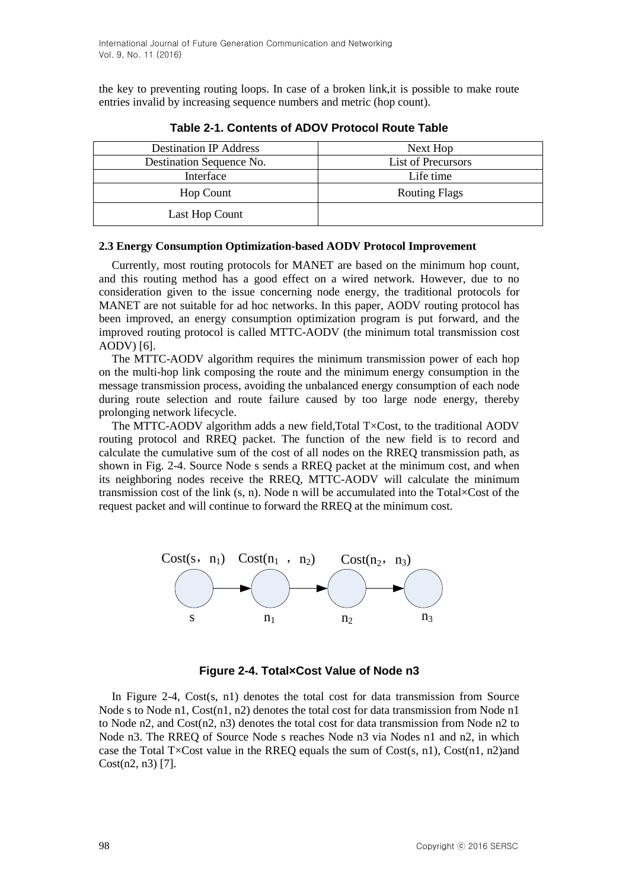the key to preventing routing loops. In case of a broken link,it is possible to make route entries invalid by increasing sequence numbers and metric (hop count).

**Table 2-1. Contents of ADOV Protocol Route Table**

| | |
|---|---|
| Destination IP Address | Next Hop |
| Destination Sequence No. | List of Precursors |
| Interface | Life time |
| Hop Count | Routing Flags |
| Last Hop Count | |

### 2.3 Energy Consumption Optimization-based AODV Protocol Improvement

Currently, most routing protocols for MANET are based on the minimum hop count, and this routing method has a good effect on a wired network. However, due to no consideration given to the issue concerning node energy, the traditional protocols for MANET are not suitable for ad hoc networks. In this paper, AODV routing protocol has been improved, an energy consumption optimization program is put forward, and the improved routing protocol is called MTTC-AODV (the minimum total transmission cost AODV) [6].

The MTTC-AODV algorithm requires the minimum transmission power of each hop on the multi-hop link composing the route and the minimum energy consumption in the message transmission process, avoiding the unbalanced energy consumption of each node during route selection and route failure caused by too large node energy, thereby prolonging network lifecycle.

The MTTC-AODV algorithm adds a new field,Total T×Cost, to the traditional AODV routing protocol and RREQ packet. The function of the new field is to record and calculate the cumulative sum of the cost of all nodes on the RREQ transmission path, as shown in Fig. 2-4. Source Node s sends a RREQ packet at the minimum cost, and when its neighboring nodes receive the RREQ, MTTC-AODV will calculate the minimum transmission cost of the link (s, n). Node n will be accumulated into the Total×Cost of the request packet and will continue to forward the RREQ at the minimum cost.

Cost(s， $n_1$)  Cost($n_1$ ， $n_2$)  Cost($n_2$， $n_3$)

s  $n_1$  $n_2$  $n_3$

**Figure 2-4. Total×Cost Value of Node n3**

In Figure 2-4, Cost(s, n1) denotes the total cost for data transmission from Source Node s to Node n1, Cost(n1, n2) denotes the total cost for data transmission from Node n1 to Node n2, and Cost(n2, n3) denotes the total cost for data transmission from Node n2 to Node n3. The RREQ of Source Node s reaches Node n3 via Nodes n1 and n2, in which case the Total T×Cost value in the RREQ equals the sum of Cost(s, n1), Cost(n1, n2)and Cost(n2, n3) [7].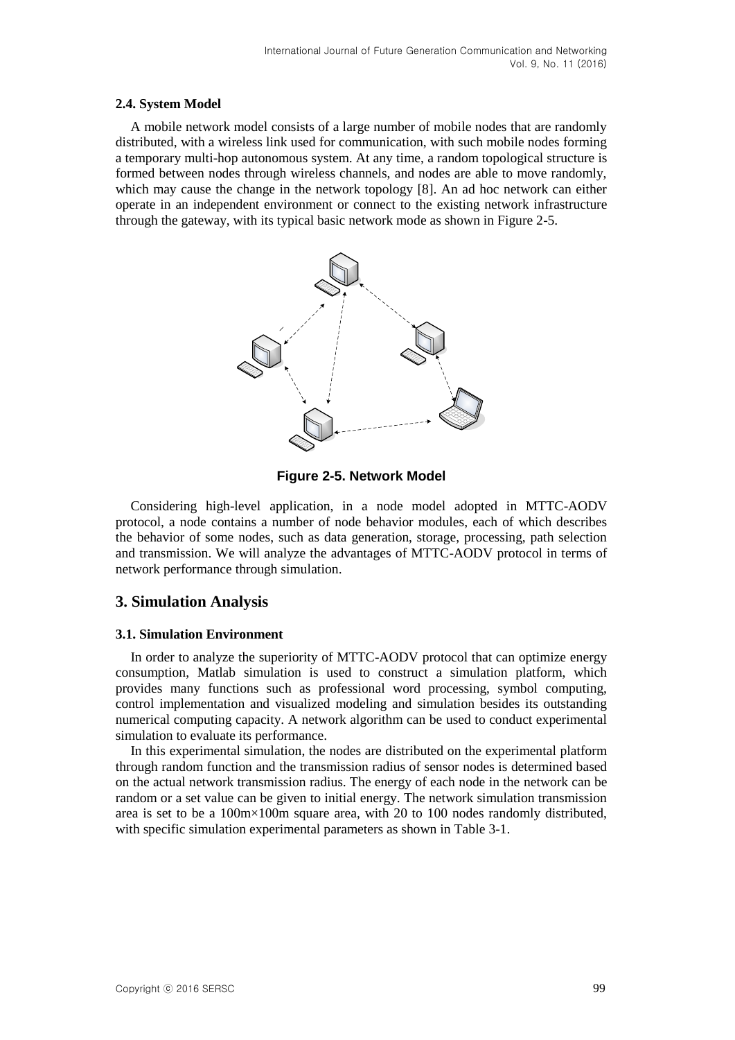### 2.4. System Model

A mobile network model consists of a large number of mobile nodes that are randomly distributed, with a wireless link used for communication, with such mobile nodes forming a temporary multi-hop autonomous system. At any time, a random topological structure is formed between nodes through wireless channels, and nodes are able to move randomly, which may cause the change in the network topology [8]. An ad hoc network can either operate in an independent environment or connect to the existing network infrastructure through the gateway, with its typical basic network mode as shown in Figure 2-5.

**Figure 2-5. Network Model**

Considering high-level application, in a node model adopted in MTTC-AODV protocol, a node contains a number of node behavior modules, each of which describes the behavior of some nodes, such as data generation, storage, processing, path selection and transmission. We will analyze the advantages of MTTC-AODV protocol in terms of network performance through simulation.

## 3. Simulation Analysis

### 3.1. Simulation Environment

In order to analyze the superiority of MTTC-AODV protocol that can optimize energy consumption, Matlab simulation is used to construct a simulation platform, which provides many functions such as professional word processing, symbol computing, control implementation and visualized modeling and simulation besides its outstanding numerical computing capacity. A network algorithm can be used to conduct experimental simulation to evaluate its performance.

In this experimental simulation, the nodes are distributed on the experimental platform through random function and the transmission radius of sensor nodes is determined based on the actual network transmission radius. The energy of each node in the network can be random or a set value can be given to initial energy. The network simulation transmission area is set to be a 100m×100m square area, with 20 to 100 nodes randomly distributed, with specific simulation experimental parameters as shown in Table 3-1.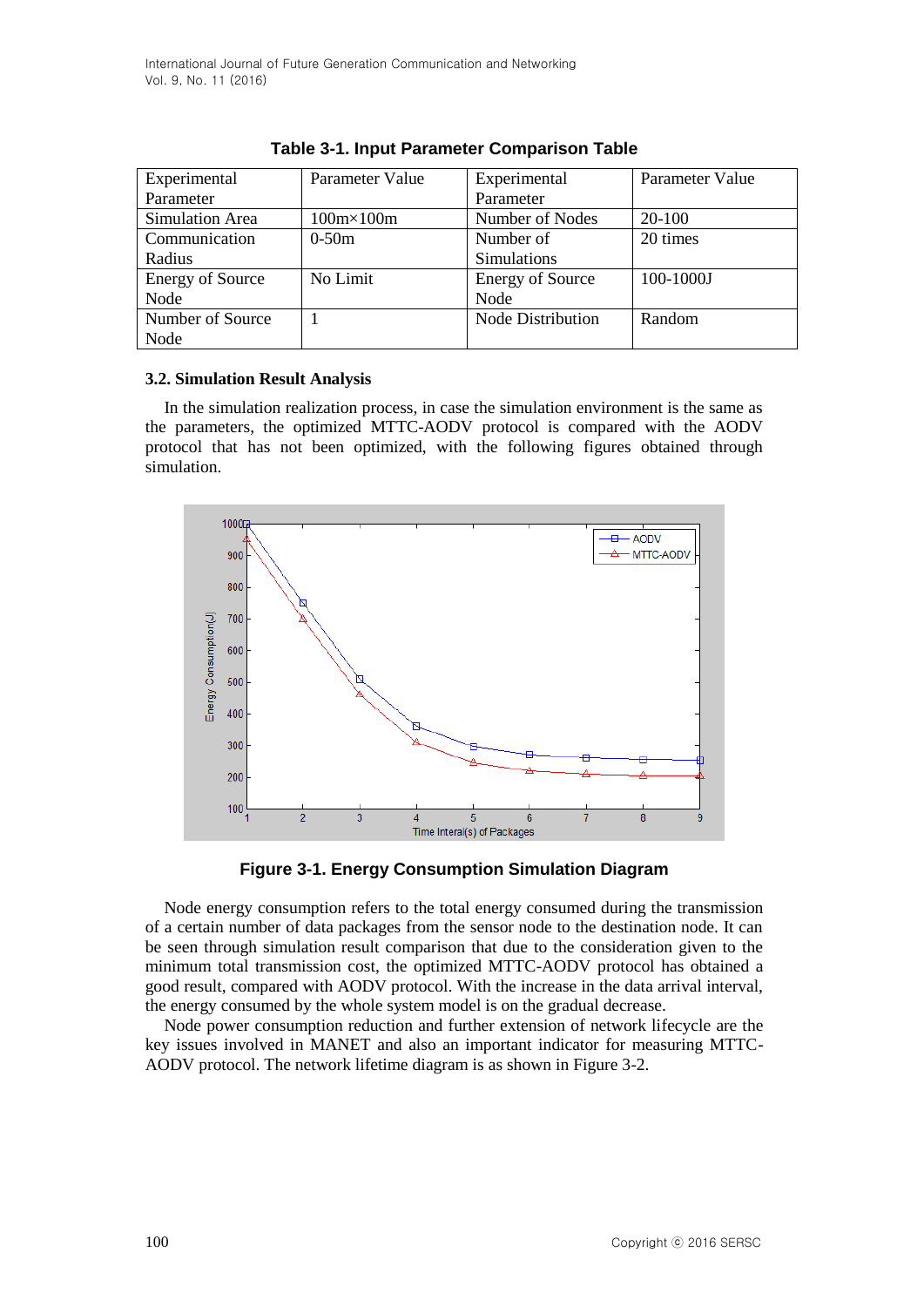**Table 3-1. Input Parameter Comparison Table**

| Experimental Parameter | Parameter Value | Experimental Parameter | Parameter Value |
|---|---|---|---|
| Simulation Area | 100m×100m | Number of Nodes | 20-100 |
| Communication Radius | 0-50m | Number of Simulations | 20 times |
| Energy of Source Node | No Limit | Energy of Source Node | 100-1000J |
| Number of Source Node | 1 | Node Distribution | Random |

### 3.2. Simulation Result Analysis

In the simulation realization process, in case the simulation environment is the same as the parameters, the optimized MTTC-AODV protocol is compared with the AODV protocol that has not been optimized, with the following figures obtained through simulation.

Energy Consumption(J)

1000
900
800
700
600
500
400
300
200
100

1 2 3 4 5 6 7 8 9

Time Interal(s) of Packages

AODV
MTTC-AODV

**Figure 3-1. Energy Consumption Simulation Diagram**

Node energy consumption refers to the total energy consumed during the transmission of a certain number of data packages from the sensor node to the destination node. It can be seen through simulation result comparison that due to the consideration given to the minimum total transmission cost, the optimized MTTC-AODV protocol has obtained a good result, compared with AODV protocol. With the increase in the data arrival interval, the energy consumed by the whole system model is on the gradual decrease.

Node power consumption reduction and further extension of network lifecycle are the key issues involved in MANET and also an important indicator for measuring MTTC-AODV protocol. The network lifetime diagram is as shown in Figure 3-2.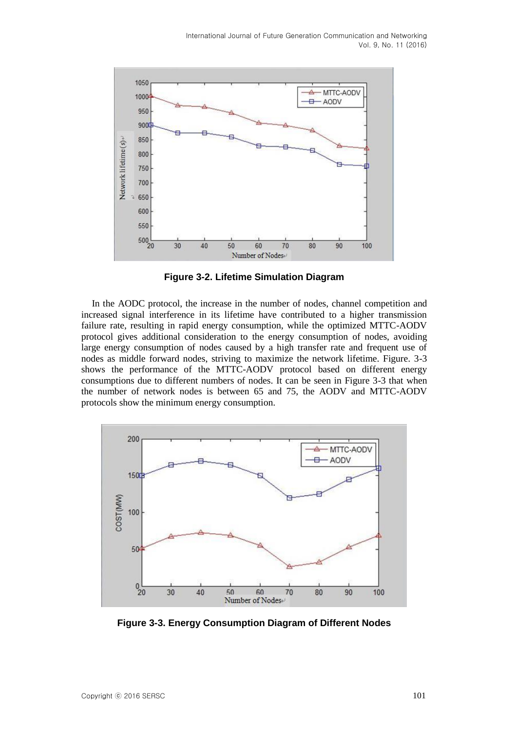1050
1000
950
900
850
800
750
700
650
600
550
500

Network lifetime (s)

20 30 40 50 60 70 80 90 100

Number of Nodes

MTTC-AODV
AODV

**Figure 3-2. Lifetime Simulation Diagram**

In the AODC protocol, the increase in the number of nodes, channel competition and increased signal interference in its lifetime have contributed to a higher transmission failure rate, resulting in rapid energy consumption, while the optimized MTTC-AODV protocol gives additional consideration to the energy consumption of nodes, avoiding large energy consumption of nodes caused by a high transfer rate and frequent use of nodes as middle forward nodes, striving to maximize the network lifetime. Figure. 3-3 shows the performance of the MTTC-AODV protocol based on different energy consumptions due to different numbers of nodes. It can be seen in Figure 3-3 that when the number of network nodes is between 65 and 75, the AODV and MTTC-AODV protocols show the minimum energy consumption.

200
150
100
50
0

COST(MW)

20 30 40 50 60 70 80 90 100

Number of Nodes

MTTC-AODV
AODV

**Figure 3-3. Energy Consumption Diagram of Different Nodes**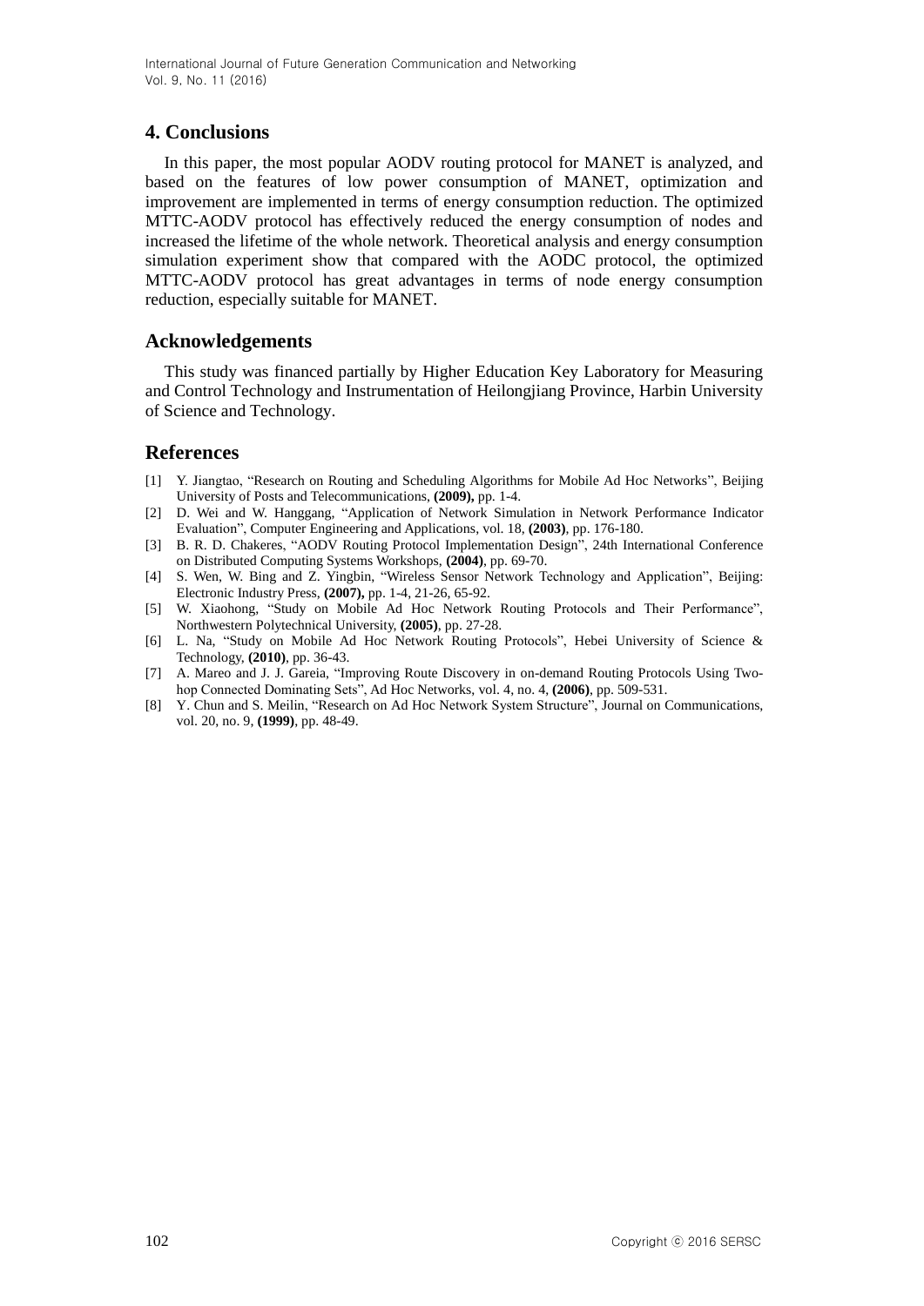## 4. Conclusions

In this paper, the most popular AODV routing protocol for MANET is analyzed, and based on the features of low power consumption of MANET, optimization and improvement are implemented in terms of energy consumption reduction. The optimized MTTC-AODV protocol has effectively reduced the energy consumption of nodes and increased the lifetime of the whole network. Theoretical analysis and energy consumption simulation experiment show that compared with the AODC protocol, the optimized MTTC-AODV protocol has great advantages in terms of node energy consumption reduction, especially suitable for MANET.

## Acknowledgements

This study was financed partially by Higher Education Key Laboratory for Measuring and Control Technology and Instrumentation of Heilongjiang Province, Harbin University of Science and Technology.

## References

[1] Y. Jiangtao, "Research on Routing and Scheduling Algorithms for Mobile Ad Hoc Networks", Beijing University of Posts and Telecommunications, **(2009),** pp. 1-4.

[2] D. Wei and W. Hanggang, "Application of Network Simulation in Network Performance Indicator Evaluation", Computer Engineering and Applications, vol. 18, **(2003)**, pp. 176-180.

[3] B. R. D. Chakeres, "AODV Routing Protocol Implementation Design", 24th International Conference on Distributed Computing Systems Workshops, **(2004)**, pp. 69-70.

[4] S. Wen, W. Bing and Z. Yingbin, "Wireless Sensor Network Technology and Application", Beijing: Electronic Industry Press, **(2007),** pp. 1-4, 21-26, 65-92.

[5] W. Xiaohong, "Study on Mobile Ad Hoc Network Routing Protocols and Their Performance", Northwestern Polytechnical University, **(2005)**, pp. 27-28.

[6] L. Na, "Study on Mobile Ad Hoc Network Routing Protocols", Hebei University of Science & Technology, **(2010)**, pp. 36-43.

[7] A. Mareo and J. J. Gareia, "Improving Route Discovery in on-demand Routing Protocols Using Two-hop Connected Dominating Sets", Ad Hoc Networks, vol. 4, no. 4, **(2006)**, pp. 509-531.

[8] Y. Chun and S. Meilin, "Research on Ad Hoc Network System Structure", Journal on Communications, vol. 20, no. 9, **(1999)**, pp. 48-49.